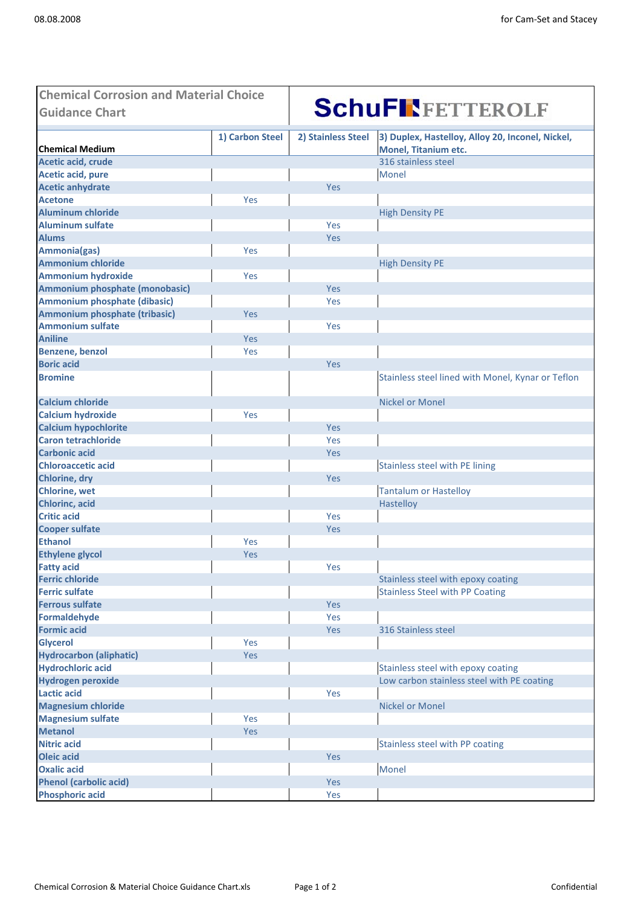## Chemical Corrosion and Material Choice Guidance Chart

SchuF FETTEROLF

| Chemical Medium | 1) Carbon Steel | 2) Stainless Steel | 3) Duplex, Hastelloy, Alloy 20, Inconel, Nickel, Monel, Titanium etc. |
|---|---|---|---|
| Acetic acid, crude | | | 316 stainless steel |
| Acetic acid, pure | | | Monel |
| Acetic anhydrate | | Yes | |
| Acetone | Yes | | |
| Aluminum chloride | | | High Density PE |
| Aluminum sulfate | | Yes | |
| Alums | | Yes | |
| Ammonia(gas) | Yes | | |
| Ammonium chloride | | | High Density PE |
| Ammonium hydroxide | Yes | | |
| Ammonium phosphate (monobasic) | | Yes | |
| Ammonium phosphate (dibasic) | | Yes | |
| Ammonium phosphate (tribasic) | Yes | | |
| Ammonium sulfate | | Yes | |
| Aniline | Yes | | |
| Benzene, benzol | Yes | | |
| Boric acid | | Yes | |
| Bromine | | | Stainless steel lined with Monel, Kynar or Teflon |
| Calcium chloride | | | Nickel or Monel |
| Calcium hydroxide | Yes | | |
| Calcium hypochlorite | | Yes | |
| Caron tetrachloride | | Yes | |
| Carbonic acid | | Yes | |
| Chloroaccetic acid | | | Stainless steel with PE lining |
| Chlorine, dry | | Yes | |
| Chlorine, wet | | | Tantalum or Hastelloy |
| Chlorinc, acid | | | Hastelloy |
| Critic acid | | Yes | |
| Cooper sulfate | | Yes | |
| Ethanol | Yes | | |
| Ethylene glycol | Yes | | |
| Fatty acid | | Yes | |
| Ferric chloride | | | Stainless steel with epoxy coating |
| Ferric sulfate | | | Stainless Steel with PP Coating |
| Ferrous sulfate | | Yes | |
| Formaldehyde | | Yes | |
| Formic acid | | Yes | 316 Stainless steel |
| Glycerol | Yes | | |
| Hydrocarbon (aliphatic) | Yes | | |
| Hydrochloric acid | | | Stainless steel with epoxy coating |
| Hydrogen peroxide | | | Low carbon stainless steel with PE coating |
| Lactic acid | | Yes | |
| Magnesium chloride | | | Nickel or Monel |
| Magnesium sulfate | Yes | | |
| Metanol | Yes | | |
| Nitric acid | | | Stainless steel with PP coating |
| Oleic acid | | Yes | |
| Oxalic acid | | | Monel |
| Phenol (carbolic acid) | | Yes | |
| Phosphoric acid | | Yes | |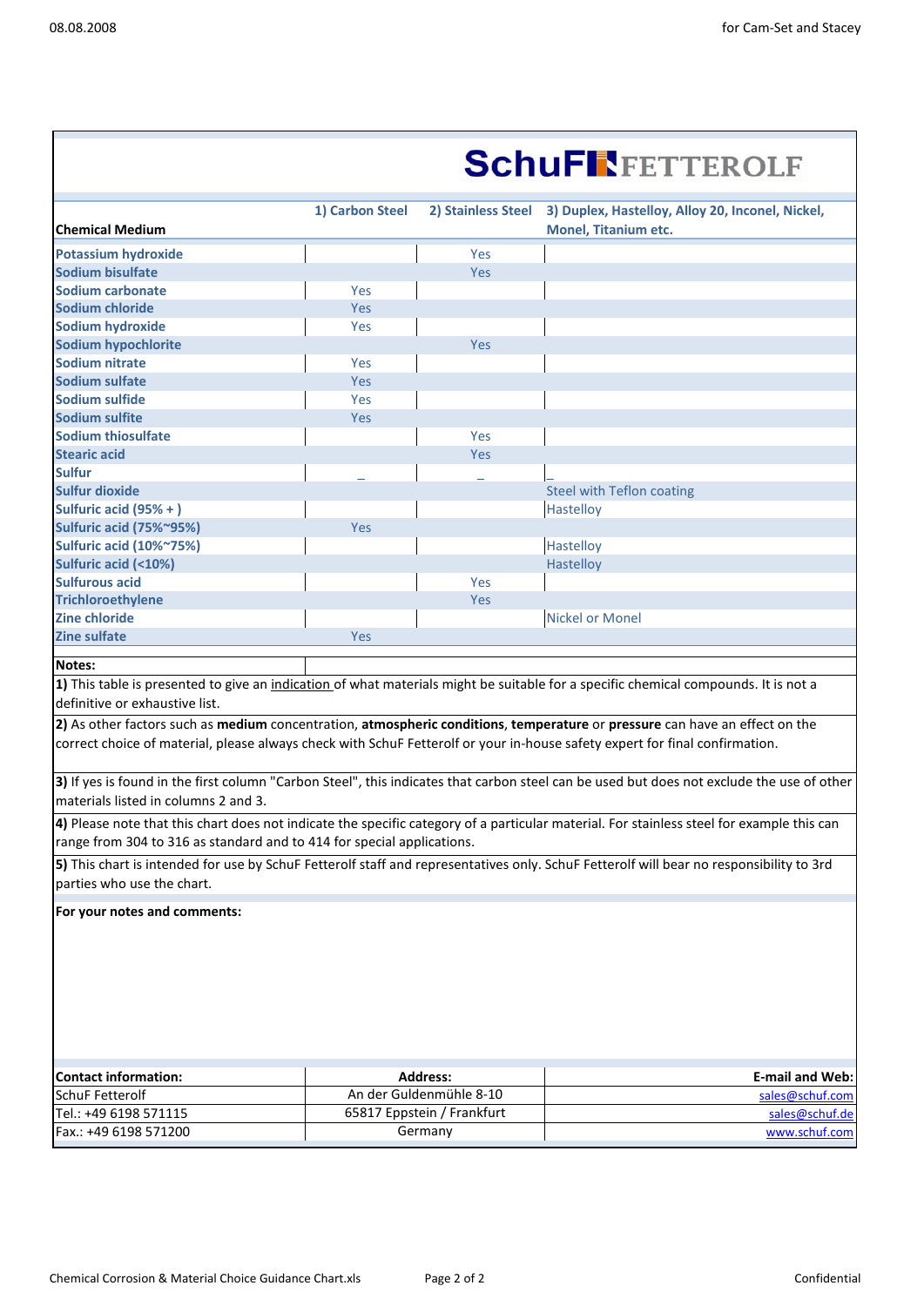# SchuF FETTEROLF

| Chemical Medium | 1) Carbon Steel | 2) Stainless Steel | 3) Duplex, Hastelloy, Alloy 20, Inconel, Nickel, Monel, Titanium etc. |
|---|---|---|---|
| Potassium hydroxide | | Yes | |
| Sodium bisulfate | | Yes | |
| Sodium carbonate | Yes | | |
| Sodium chloride | Yes | | |
| Sodium hydroxide | Yes | | |
| Sodium hypochlorite | | Yes | |
| Sodium nitrate | Yes | | |
| Sodium sulfate | Yes | | |
| Sodium sulfide | Yes | | |
| Sodium sulfite | Yes | | |
| Sodium thiosulfate | | Yes | |
| Stearic acid | | Yes | |
| Sulfur | _ | _ | _ |
| Sulfur dioxide | | | Steel with Teflon coating |
| Sulfuric acid (95% + ) | | | Hastelloy |
| Sulfuric acid (75%~95%) | Yes | | |
| Sulfuric acid (10%~75%) | | | Hastelloy |
| Sulfuric acid (<10%) | | | Hastelloy |
| Sulfurous acid | | Yes | |
| Trichloroethylene | | Yes | |
| Zine chloride | | | Nickel or Monel |
| Zine sulfate | Yes | | |

**Notes:**

**1)** This table is presented to give an indication of what materials might be suitable for a specific chemical compounds. It is not a definitive or exhaustive list.

**2)** As other factors such as **medium** concentration, **atmospheric conditions**, **temperature** or **pressure** can have an effect on the correct choice of material, please always check with SchuF Fetterolf or your in-house safety expert for final confirmation.

**3)** If yes is found in the first column "Carbon Steel", this indicates that carbon steel can be used but does not exclude the use of other materials listed in columns 2 and 3.

**4)** Please note that this chart does not indicate the specific category of a particular material. For stainless steel for example this can range from 304 to 316 as standard and to 414 for special applications.

**5)** This chart is intended for use by SchuF Fetterolf staff and representatives only. SchuF Fetterolf will bear no responsibility to 3rd parties who use the chart.

**For your notes and comments:**

| Contact information: | Address: | E-mail and Web: |
|---|---|---|
| SchuF Fetterolf | An der Guldenmühle 8-10 | sales@schuf.com |
| Tel.: +49 6198 571115 | 65817 Eppstein / Frankfurt | sales@schuf.de |
| Fax.: +49 6198 571200 | Germany | www.schuf.com |